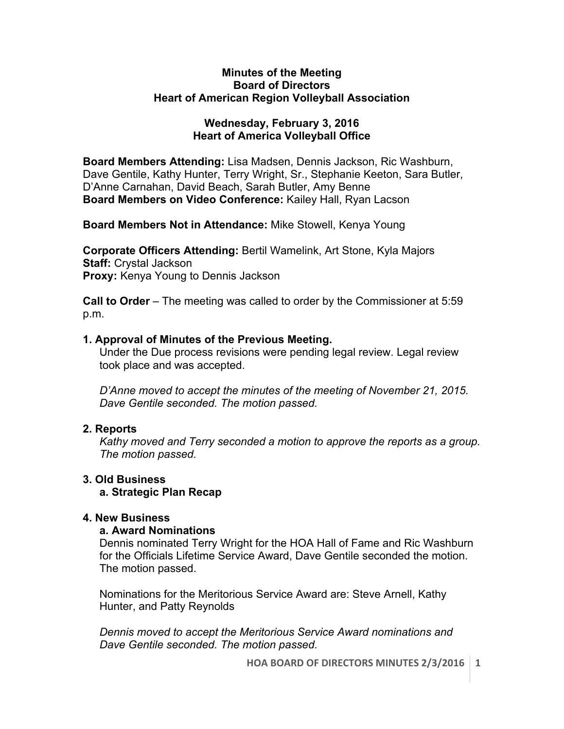**Minutes of the Meeting**
**Board of Directors**
**Heart of American Region Volleyball Association**

**Wednesday, February 3, 2016**
**Heart of America Volleyball Office**

**Board Members Attending:** Lisa Madsen, Dennis Jackson, Ric Washburn, Dave Gentile, Kathy Hunter, Terry Wright, Sr., Stephanie Keeton, Sara Butler, D'Anne Carnahan, David Beach, Sarah Butler, Amy Benne
**Board Members on Video Conference:** Kailey Hall, Ryan Lacson

**Board Members Not in Attendance:** Mike Stowell, Kenya Young

**Corporate Officers Attending:** Bertil Wamelink, Art Stone, Kyla Majors
**Staff:** Crystal Jackson
**Proxy:** Kenya Young to Dennis Jackson

**Call to Order** – The meeting was called to order by the Commissioner at 5:59 p.m.

**1. Approval of Minutes of the Previous Meeting.**

Under the Due process revisions were pending legal review. Legal review took place and was accepted.

*D'Anne moved to accept the minutes of the meeting of November 21, 2015. Dave Gentile seconded. The motion passed.*

**2. Reports**

*Kathy moved and Terry seconded a motion to approve the reports as a group. The motion passed.*

**3. Old Business**

**a. Strategic Plan Recap**

**4. New Business**

**a. Award Nominations**

Dennis nominated Terry Wright for the HOA Hall of Fame and Ric Washburn for the Officials Lifetime Service Award, Dave Gentile seconded the motion. The motion passed.

Nominations for the Meritorious Service Award are: Steve Arnell, Kathy Hunter, and Patty Reynolds

*Dennis moved to accept the Meritorious Service Award nominations and Dave Gentile seconded. The motion passed.*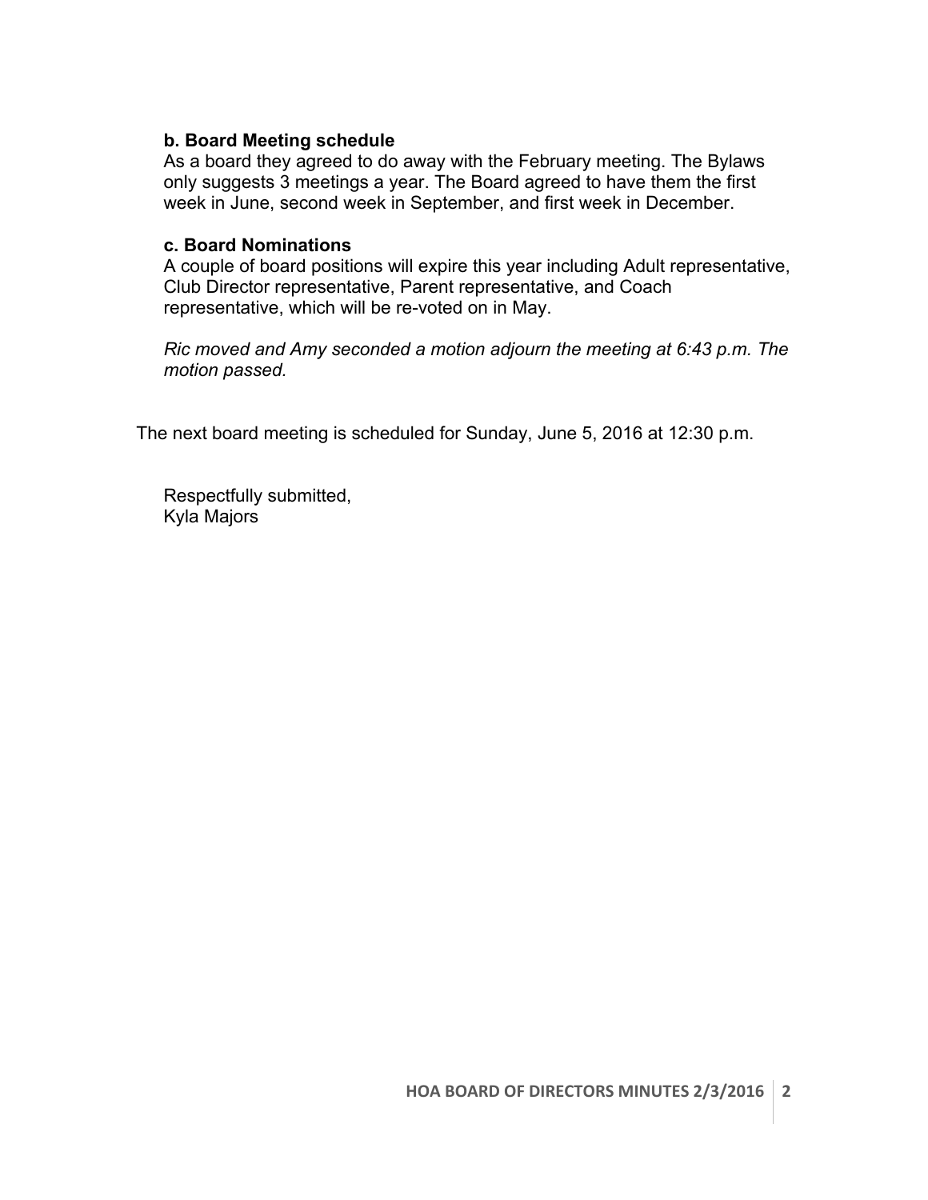**b. Board Meeting schedule**

As a board they agreed to do away with the February meeting. The Bylaws only suggests 3 meetings a year. The Board agreed to have them the first week in June, second week in September, and first week in December.

**c. Board Nominations**

A couple of board positions will expire this year including Adult representative, Club Director representative, Parent representative, and Coach representative, which will be re-voted on in May.

*Ric moved and Amy seconded a motion adjourn the meeting at 6:43 p.m. The motion passed.*

The next board meeting is scheduled for Sunday, June 5, 2016 at 12:30 p.m.

Respectfully submitted,
Kyla Majors